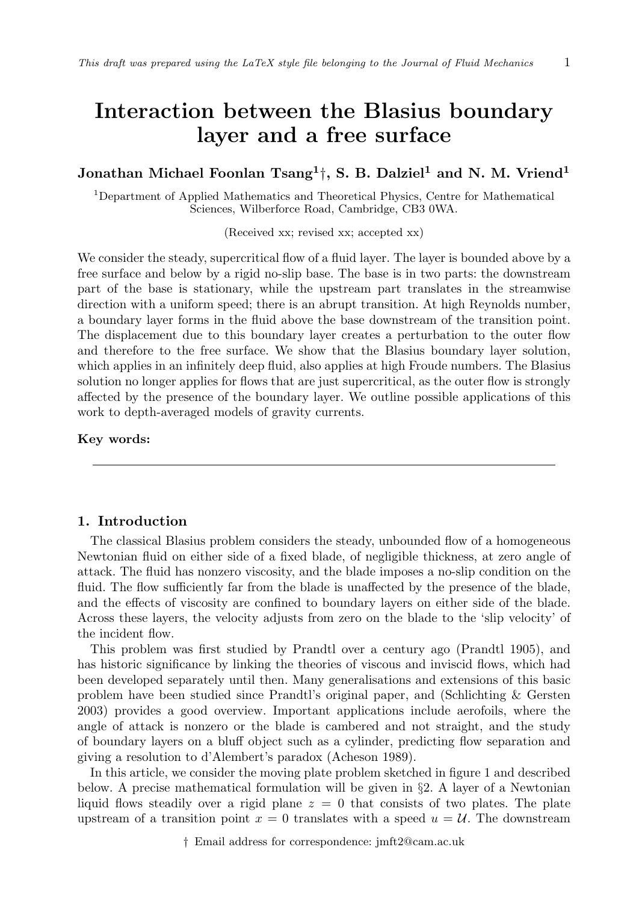# Interaction between the Blasius boundary layer and a free surface

**Jonathan Michael Foonlan Tsang[1]†, S. B. Dalziel[1] and N. M. Vriend[1]**

[1]Department of Applied Mathematics and Theoretical Physics, Centre for Mathematical Sciences, Wilberforce Road, Cambridge, CB3 0WA.

(Received xx; revised xx; accepted xx)

We consider the steady, supercritical flow of a fluid layer. The layer is bounded above by a free surface and below by a rigid no-slip base. The base is in two parts: the downstream part of the base is stationary, while the upstream part translates in the streamwise direction with a uniform speed; there is an abrupt transition. At high Reynolds number, a boundary layer forms in the fluid above the base downstream of the transition point. The displacement due to this boundary layer creates a perturbation to the outer flow and therefore to the free surface. We show that the Blasius boundary layer solution, which applies in an infinitely deep fluid, also applies at high Froude numbers. The Blasius solution no longer applies for flows that are just supercritical, as the outer flow is strongly affected by the presence of the boundary layer. We outline possible applications of this work to depth-averaged models of gravity currents.

**Key words:**

## 1. Introduction

The classical Blasius problem considers the steady, unbounded flow of a homogeneous Newtonian fluid on either side of a fixed blade, of negligible thickness, at zero angle of attack. The fluid has nonzero viscosity, and the blade imposes a no-slip condition on the fluid. The flow sufficiently far from the blade is unaffected by the presence of the blade, and the effects of viscosity are confined to boundary layers on either side of the blade. Across these layers, the velocity adjusts from zero on the blade to the 'slip velocity' of the incident flow.

This problem was first studied by Prandtl over a century ago (Prandtl 1905), and has historic significance by linking the theories of viscous and inviscid flows, which had been developed separately until then. Many generalisations and extensions of this basic problem have been studied since Prandtl's original paper, and (Schlichting & Gersten 2003) provides a good overview. Important applications include aerofoils, where the angle of attack is nonzero or the blade is cambered and not straight, and the study of boundary layers on a bluff object such as a cylinder, predicting flow separation and giving a resolution to d'Alembert's paradox (Acheson 1989).

In this article, we consider the moving plate problem sketched in figure 1 and described below. A precise mathematical formulation will be given in §2. A layer of a Newtonian liquid flows steadily over a rigid plane $z = 0$ that consists of two plates. The plate upstream of a transition point $x = 0$ translates with a speed $u = \mathcal{U}$. The downstream

† Email address for correspondence: jmft2@cam.ac.uk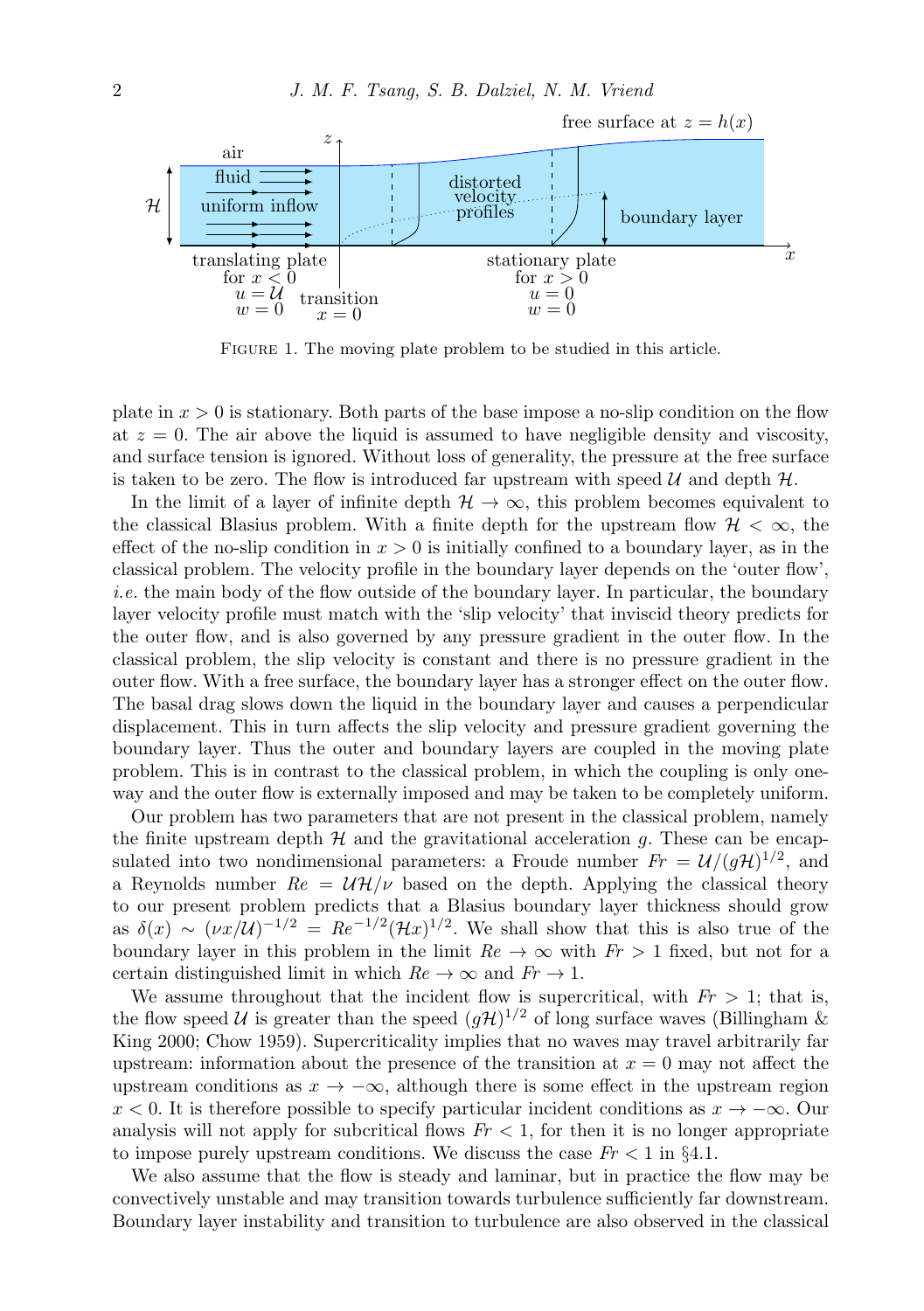FIGURE 1. The moving plate problem to be studied in this article.

plate in $x > 0$ is stationary. Both parts of the base impose a no-slip condition on the flow at $z = 0$. The air above the liquid is assumed to have negligible density and viscosity, and surface tension is ignored. Without loss of generality, the pressure at the free surface is taken to be zero. The flow is introduced far upstream with speed $\mathcal{U}$ and depth $\mathcal{H}$.

In the limit of a layer of infinite depth $\mathcal{H} \to \infty$, this problem becomes equivalent to the classical Blasius problem. With a finite depth for the upstream flow $\mathcal{H} < \infty$, the effect of the no-slip condition in $x > 0$ is initially confined to a boundary layer, as in the classical problem. The velocity profile in the boundary layer depends on the 'outer flow', *i.e.* the main body of the flow outside of the boundary layer. In particular, the boundary layer velocity profile must match with the 'slip velocity' that inviscid theory predicts for the outer flow, and is also governed by any pressure gradient in the outer flow. In the classical problem, the slip velocity is constant and there is no pressure gradient in the outer flow. With a free surface, the boundary layer has a stronger effect on the outer flow. The basal drag slows down the liquid in the boundary layer and causes a perpendicular displacement. This in turn affects the slip velocity and pressure gradient governing the boundary layer. Thus the outer and boundary layers are coupled in the moving plate problem. This is in contrast to the classical problem, in which the coupling is only one-way and the outer flow is externally imposed and may be taken to be completely uniform.

Our problem has two parameters that are not present in the classical problem, namely the finite upstream depth $\mathcal{H}$ and the gravitational acceleration $g$. These can be encapsulated into two nondimensional parameters: a Froude number $Fr = \mathcal{U}/(g\mathcal{H})^{1/2}$, and a Reynolds number $Re = \mathcal{U}\mathcal{H}/\nu$ based on the depth. Applying the classical theory to our present problem predicts that a Blasius boundary layer thickness should grow as $\delta(x) \sim (\nu x/\mathcal{U})^{-1/2} = Re^{-1/2}(\mathcal{H}x)^{1/2}$. We shall show that this is also true of the boundary layer in this problem in the limit $Re \to \infty$ with $Fr > 1$ fixed, but not for a certain distinguished limit in which $Re \to \infty$ and $Fr \to 1$.

We assume throughout that the incident flow is supercritical, with $Fr > 1$; that is, the flow speed $\mathcal{U}$ is greater than the speed $(g\mathcal{H})^{1/2}$ of long surface waves (Billingham & King 2000; Chow 1959). Supercriticality implies that no waves may travel arbitrarily far upstream: information about the presence of the transition at $x = 0$ may not affect the upstream conditions as $x \to -\infty$, although there is some effect in the upstream region $x < 0$. It is therefore possible to specify particular incident conditions as $x \to -\infty$. Our analysis will not apply for subcritical flows $Fr < 1$, for then it is no longer appropriate to impose purely upstream conditions. We discuss the case $Fr < 1$ in §4.1.

We also assume that the flow is steady and laminar, but in practice the flow may be convectively unstable and may transition towards turbulence sufficiently far downstream. Boundary layer instability and transition to turbulence are also observed in the classical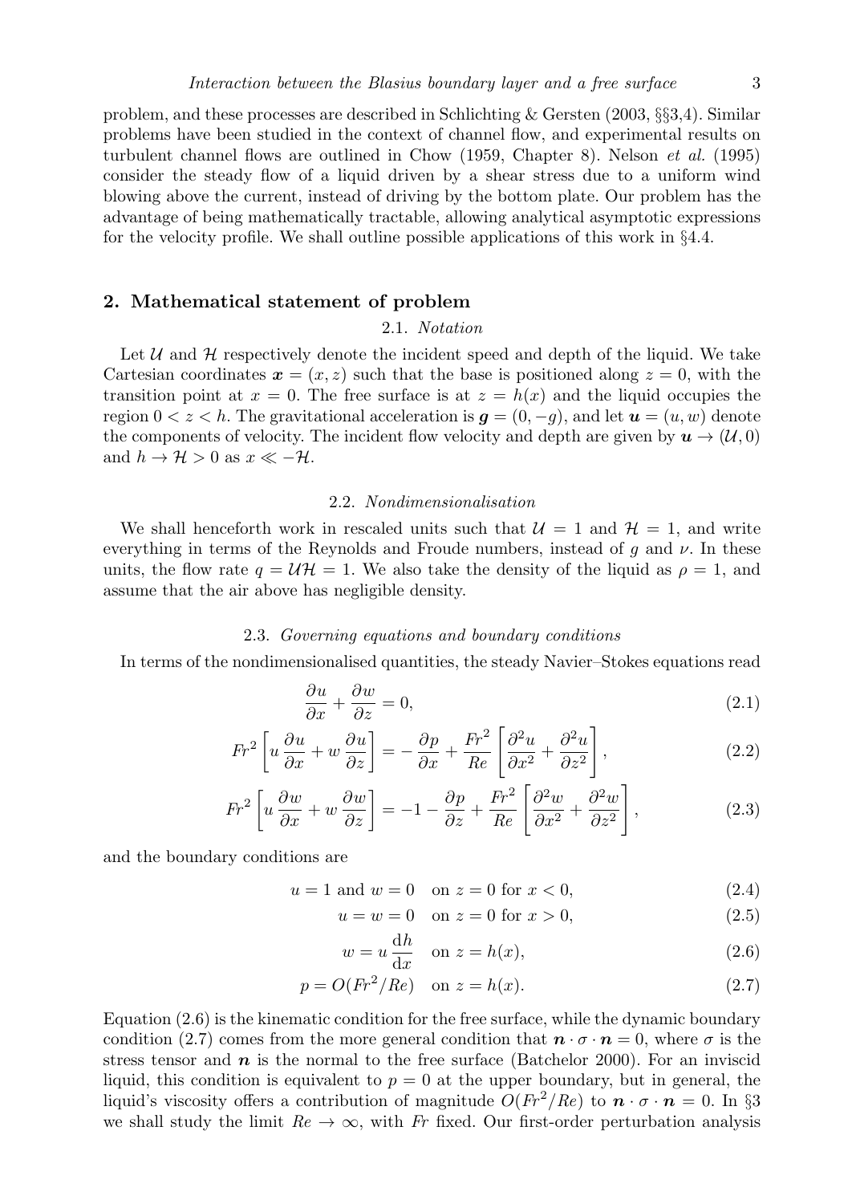problem, and these processes are described in Schlichting & Gersten (2003, §§3,4). Similar problems have been studied in the context of channel flow, and experimental results on turbulent channel flows are outlined in Chow (1959, Chapter 8). Nelson *et al.* (1995) consider the steady flow of a liquid driven by a shear stress due to a uniform wind blowing above the current, instead of driving by the bottom plate. Our problem has the advantage of being mathematically tractable, allowing analytical asymptotic expressions for the velocity profile. We shall outline possible applications of this work in §4.4.

## 2. Mathematical statement of problem

### 2.1. *Notation*

Let $\mathcal{U}$ and $\mathcal{H}$ respectively denote the incident speed and depth of the liquid. We take Cartesian coordinates $\boldsymbol{x} = (x, z)$ such that the base is positioned along $z = 0$, with the transition point at $x = 0$. The free surface is at $z = h(x)$ and the liquid occupies the region $0 < z < h$. The gravitational acceleration is $\boldsymbol{g} = (0, -g)$, and let $\boldsymbol{u} = (u, w)$ denote the components of velocity. The incident flow velocity and depth are given by $\boldsymbol{u} \to (\mathcal{U}, 0)$ and $h \to \mathcal{H} > 0$ as $x \ll -\mathcal{H}$.

### 2.2. *Nondimensionalisation*

We shall henceforth work in rescaled units such that $\mathcal{U} = 1$ and $\mathcal{H} = 1$, and write everything in terms of the Reynolds and Froude numbers, instead of $g$ and $\nu$. In these units, the flow rate $q = \mathcal{U}\mathcal{H} = 1$. We also take the density of the liquid as $\rho = 1$, and assume that the air above has negligible density.

### 2.3. *Governing equations and boundary conditions*

In terms of the nondimensionalised quantities, the steady Navier–Stokes equations read

$$\frac{\partial u}{\partial x} + \frac{\partial w}{\partial z} = 0, \tag{2.1}$$

$$Fr^2 \left[ u \frac{\partial u}{\partial x} + w \frac{\partial u}{\partial z} \right] = -\frac{\partial p}{\partial x} + \frac{Fr^2}{Re} \left[ \frac{\partial^2 u}{\partial x^2} + \frac{\partial^2 u}{\partial z^2} \right], \tag{2.2}$$

$$Fr^2 \left[ u \frac{\partial w}{\partial x} + w \frac{\partial w}{\partial z} \right] = -1 - \frac{\partial p}{\partial z} + \frac{Fr^2}{Re} \left[ \frac{\partial^2 w}{\partial x^2} + \frac{\partial^2 w}{\partial z^2} \right], \tag{2.3}$$

and the boundary conditions are

$$u = 1 \text{ and } w = 0 \quad \text{on } z = 0 \text{ for } x < 0, \tag{2.4}$$

$$u = w = 0 \quad \text{on } z = 0 \text{ for } x > 0, \tag{2.5}$$

$$w = u \frac{\mathrm{d}h}{\mathrm{d}x} \quad \text{on } z = h(x), \tag{2.6}$$

$$p = O(Fr^2/Re) \quad \text{on } z = h(x). \tag{2.7}$$

Equation (2.6) is the kinematic condition for the free surface, while the dynamic boundary condition (2.7) comes from the more general condition that $\boldsymbol{n} \cdot \sigma \cdot \boldsymbol{n} = 0$, where $\sigma$ is the stress tensor and $\boldsymbol{n}$ is the normal to the free surface (Batchelor 2000). For an inviscid liquid, this condition is equivalent to $p = 0$ at the upper boundary, but in general, the liquid's viscosity offers a contribution of magnitude $O(Fr^2/Re)$ to $\boldsymbol{n} \cdot \sigma \cdot \boldsymbol{n} = 0$. In §3 we shall study the limit $Re \to \infty$, with $Fr$ fixed. Our first-order perturbation analysis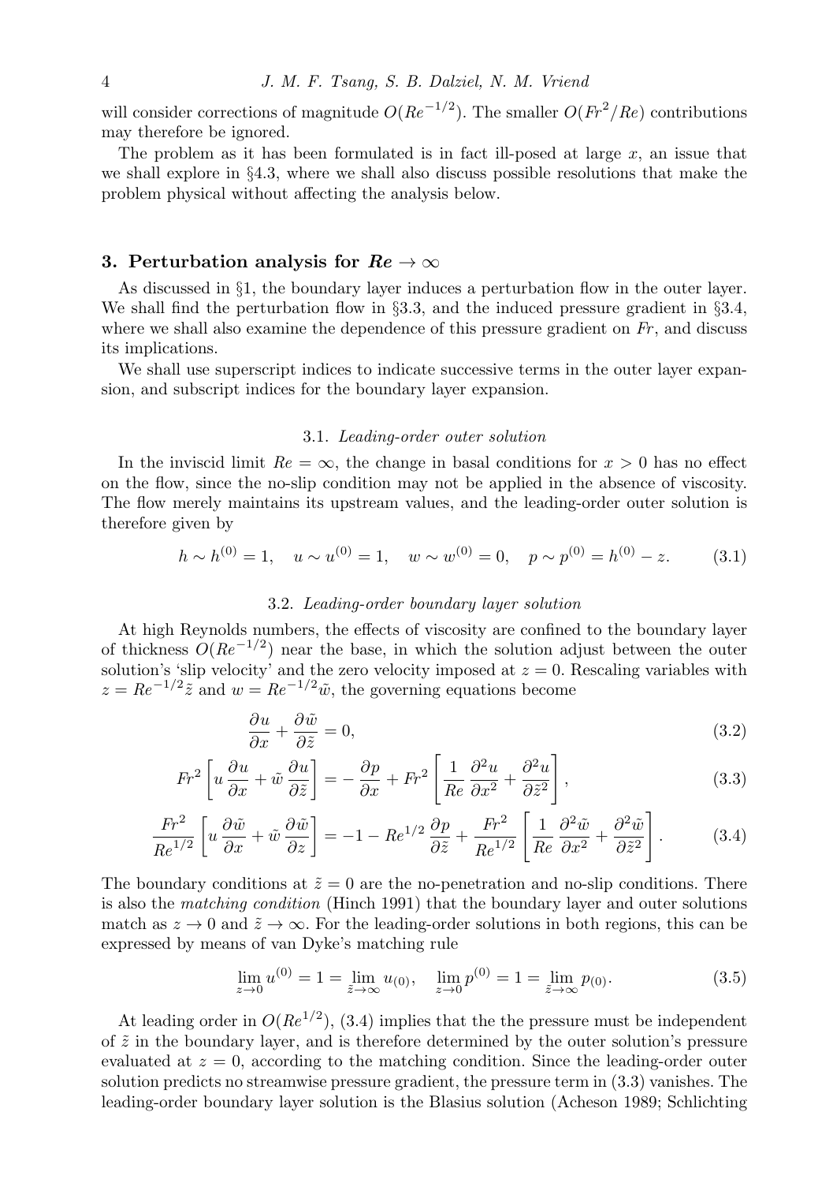will consider corrections of magnitude $O(Re^{-1/2})$. The smaller $O(Fr^2/Re)$ contributions may therefore be ignored.

The problem as it has been formulated is in fact ill-posed at large $x$, an issue that we shall explore in §4.3, where we shall also discuss possible resolutions that make the problem physical without affecting the analysis below.

## 3. Perturbation analysis for $Re \to \infty$

As discussed in §1, the boundary layer induces a perturbation flow in the outer layer. We shall find the perturbation flow in §3.3, and the induced pressure gradient in §3.4, where we shall also examine the dependence of this pressure gradient on $Fr$, and discuss its implications.

We shall use superscript indices to indicate successive terms in the outer layer expansion, and subscript indices for the boundary layer expansion.

### 3.1. *Leading-order outer solution*

In the inviscid limit $Re = \infty$, the change in basal conditions for $x > 0$ has no effect on the flow, since the no-slip condition may not be applied in the absence of viscosity. The flow merely maintains its upstream values, and the leading-order outer solution is therefore given by

$$h \sim h^{(0)} = 1, \quad u \sim u^{(0)} = 1, \quad w \sim w^{(0)} = 0, \quad p \sim p^{(0)} = h^{(0)} - z. \tag{3.1}$$

### 3.2. *Leading-order boundary layer solution*

At high Reynolds numbers, the effects of viscosity are confined to the boundary layer of thickness $O(Re^{-1/2})$ near the base, in which the solution adjust between the outer solution's 'slip velocity' and the zero velocity imposed at $z = 0$. Rescaling variables with $z = Re^{-1/2}\tilde{z}$ and $w = Re^{-1/2}\tilde{w}$, the governing equations become

$$\frac{\partial u}{\partial x} + \frac{\partial \tilde{w}}{\partial \tilde{z}} = 0, \tag{3.2}$$

$$Fr^2 \left[ u\,\frac{\partial u}{\partial x} + \tilde{w}\,\frac{\partial u}{\partial \tilde{z}} \right] = -\,\frac{\partial p}{\partial x} + Fr^2 \left[ \frac{1}{Re}\,\frac{\partial^2 u}{\partial x^2} + \frac{\partial^2 u}{\partial \tilde{z}^2} \right], \tag{3.3}$$

$$\frac{Fr^2}{Re^{1/2}} \left[ u\,\frac{\partial \tilde{w}}{\partial x} + \tilde{w}\,\frac{\partial \tilde{w}}{\partial z} \right] = -1 - Re^{1/2}\,\frac{\partial p}{\partial \tilde{z}} + \frac{Fr^2}{Re^{1/2}} \left[ \frac{1}{Re}\,\frac{\partial^2 \tilde{w}}{\partial x^2} + \frac{\partial^2 \tilde{w}}{\partial \tilde{z}^2} \right]. \tag{3.4}$$

The boundary conditions at $\tilde{z} = 0$ are the no-penetration and no-slip conditions. There is also the *matching condition* (Hinch 1991) that the boundary layer and outer solutions match as $z \to 0$ and $\tilde{z} \to \infty$. For the leading-order solutions in both regions, this can be expressed by means of van Dyke's matching rule

$$\lim_{z\to 0} u^{(0)} = 1 = \lim_{\tilde{z}\to\infty} u_{(0)}, \quad \lim_{z\to 0} p^{(0)} = 1 = \lim_{\tilde{z}\to\infty} p_{(0)}. \tag{3.5}$$

At leading order in $O(Re^{1/2})$, (3.4) implies that the the pressure must be independent of $\tilde{z}$ in the boundary layer, and is therefore determined by the outer solution's pressure evaluated at $z = 0$, according to the matching condition. Since the leading-order outer solution predicts no streamwise pressure gradient, the pressure term in (3.3) vanishes. The leading-order boundary layer solution is the Blasius solution (Acheson 1989; Schlichting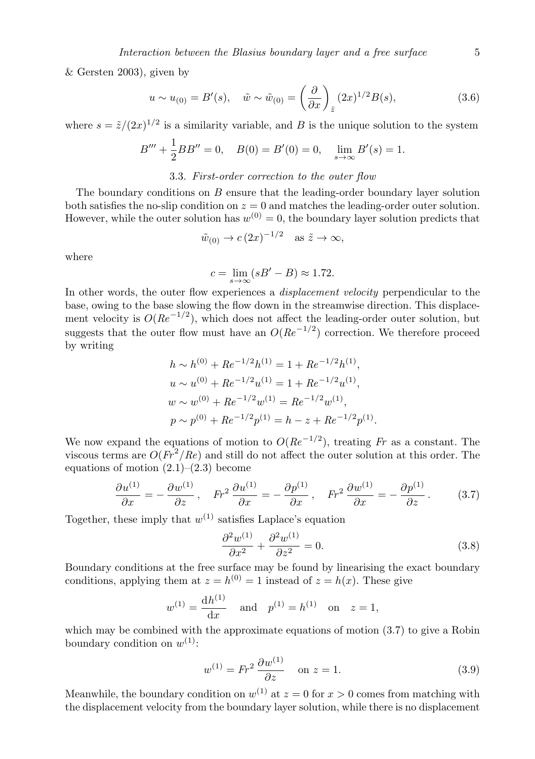& Gersten 2003), given by

$$u \sim u_{(0)} = B'(s), \quad \tilde{w} \sim \tilde{w}_{(0)} = \left(\frac{\partial}{\partial x}\right)_{\tilde{z}} (2x)^{1/2} B(s), \tag{3.6}$$

where $s = \tilde{z}/(2x)^{1/2}$ is a similarity variable, and $B$ is the unique solution to the system

$$B''' + \frac{1}{2} B B'' = 0, \quad B(0) = B'(0) = 0, \quad \lim_{s\to\infty} B'(s) = 1.$$

### 3.3. *First-order correction to the outer flow*

The boundary conditions on $B$ ensure that the leading-order boundary layer solution both satisfies the no-slip condition on $z = 0$ and matches the leading-order outer solution. However, while the outer solution has $w^{(0)} = 0$, the boundary layer solution predicts that

$$\tilde{w}_{(0)} \to c\,(2x)^{-1/2} \quad \text{as } \tilde{z} \to \infty,$$

where

$$c = \lim_{s\to\infty} (sB' - B) \approx 1.72.$$

In other words, the outer flow experiences a *displacement velocity* perpendicular to the base, owing to the base slowing the flow down in the streamwise direction. This displacement velocity is $O(Re^{-1/2})$, which does not affect the leading-order outer solution, but suggests that the outer flow must have an $O(Re^{-1/2})$ correction. We therefore proceed by writing

$$\begin{aligned}
h &\sim h^{(0)} + Re^{-1/2} h^{(1)} = 1 + Re^{-1/2} h^{(1)},\\
u &\sim u^{(0)} + Re^{-1/2} u^{(1)} = 1 + Re^{-1/2} u^{(1)},\\
w &\sim w^{(0)} + Re^{-1/2} w^{(1)} = Re^{-1/2} w^{(1)},\\
p &\sim p^{(0)} + Re^{-1/2} p^{(1)} = h - z + Re^{-1/2} p^{(1)}.
\end{aligned}$$

We now expand the equations of motion to $O(Re^{-1/2})$, treating $Fr$ as a constant. The viscous terms are $O(Fr^2/Re)$ and still do not affect the outer solution at this order. The equations of motion (2.1)–(2.3) become

$$\frac{\partial u^{(1)}}{\partial x} = -\frac{\partial w^{(1)}}{\partial z}, \quad Fr^2 \frac{\partial u^{(1)}}{\partial x} = -\frac{\partial p^{(1)}}{\partial x}, \quad Fr^2 \frac{\partial w^{(1)}}{\partial x} = -\frac{\partial p^{(1)}}{\partial z}. \tag{3.7}$$

Together, these imply that $w^{(1)}$ satisfies Laplace's equation

$$\frac{\partial^2 w^{(1)}}{\partial x^2} + \frac{\partial^2 w^{(1)}}{\partial z^2} = 0. \tag{3.8}$$

Boundary conditions at the free surface may be found by linearising the exact boundary conditions, applying them at $z = h^{(0)} = 1$ instead of $z = h(x)$. These give

$$w^{(1)} = \frac{\mathrm{d}h^{(1)}}{\mathrm{d}x} \quad \text{and} \quad p^{(1)} = h^{(1)} \quad \text{on} \quad z = 1,$$

which may be combined with the approximate equations of motion (3.7) to give a Robin boundary condition on $w^{(1)}$:

$$w^{(1)} = Fr^2 \frac{\partial w^{(1)}}{\partial z} \quad \text{on } z = 1. \tag{3.9}$$

Meanwhile, the boundary condition on $w^{(1)}$ at $z = 0$ for $x > 0$ comes from matching with the displacement velocity from the boundary layer solution, while there is no displacement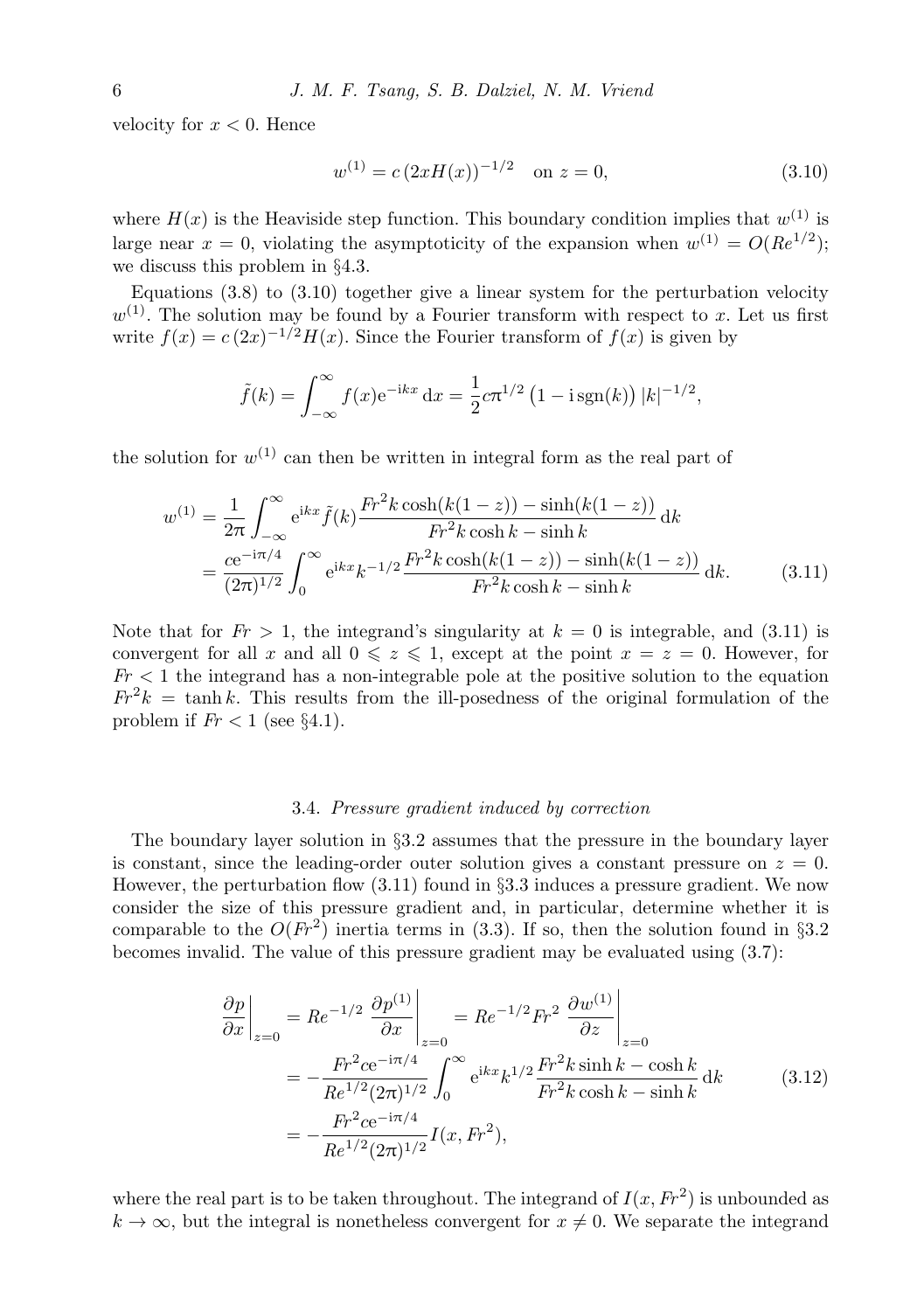velocity for $x < 0$. Hence

$$w^{(1)} = c\,(2xH(x))^{-1/2} \quad \text{on } z = 0, \tag{3.10}$$

where $H(x)$ is the Heaviside step function. This boundary condition implies that $w^{(1)}$ is large near $x = 0$, violating the asymptoticity of the expansion when $w^{(1)} = O(Re^{1/2})$; we discuss this problem in §4.3.

Equations (3.8) to (3.10) together give a linear system for the perturbation velocity $w^{(1)}$. The solution may be found by a Fourier transform with respect to $x$. Let us first write $f(x) = c\,(2x)^{-1/2}H(x)$. Since the Fourier transform of $f(x)$ is given by

$$\tilde{f}(k) = \int_{-\infty}^{\infty} f(x)\mathrm{e}^{-\mathrm{i}kx}\,\mathrm{d}x = \frac{1}{2}c\pi^{1/2}\left(1 - \mathrm{i}\,\mathrm{sgn}(k)\right)|k|^{-1/2},$$

the solution for $w^{(1)}$ can then be written in integral form as the real part of

$$\begin{aligned} w^{(1)} &= \frac{1}{2\pi}\int_{-\infty}^{\infty} \mathrm{e}^{\mathrm{i}kx}\tilde{f}(k)\frac{Fr^2 k\cosh(k(1-z)) - \sinh(k(1-z))}{Fr^2 k\cosh k - \sinh k}\,\mathrm{d}k \\ &= \frac{c\mathrm{e}^{-\mathrm{i}\pi/4}}{(2\pi)^{1/2}}\int_0^{\infty} \mathrm{e}^{\mathrm{i}kx}k^{-1/2}\frac{Fr^2 k\cosh(k(1-z)) - \sinh(k(1-z))}{Fr^2 k\cosh k - \sinh k}\,\mathrm{d}k. \end{aligned} \tag{3.11}$$

Note that for $Fr > 1$, the integrand's singularity at $k = 0$ is integrable, and (3.11) is convergent for all $x$ and all $0 \leqslant z \leqslant 1$, except at the point $x = z = 0$. However, for $Fr < 1$ the integrand has a non-integrable pole at the positive solution to the equation $Fr^2 k = \tanh k$. This results from the ill-posedness of the original formulation of the problem if $Fr < 1$ (see §4.1).

### 3.4. *Pressure gradient induced by correction*

The boundary layer solution in §3.2 assumes that the pressure in the boundary layer is constant, since the leading-order outer solution gives a constant pressure on $z = 0$. However, the perturbation flow (3.11) found in §3.3 induces a pressure gradient. We now consider the size of this pressure gradient and, in particular, determine whether it is comparable to the $O(Fr^2)$ inertia terms in (3.3). If so, then the solution found in §3.2 becomes invalid. The value of this pressure gradient may be evaluated using (3.7):

$$\begin{aligned} \left.\frac{\partial p}{\partial x}\right|_{z=0} &= Re^{-1/2}\left.\frac{\partial p^{(1)}}{\partial x}\right|_{z=0} = Re^{-1/2}Fr^2\left.\frac{\partial w^{(1)}}{\partial z}\right|_{z=0} \\ &= -\frac{Fr^2 c\mathrm{e}^{-\mathrm{i}\pi/4}}{Re^{1/2}(2\pi)^{1/2}}\int_0^{\infty}\mathrm{e}^{\mathrm{i}kx}k^{1/2}\frac{Fr^2 k\sinh k - \cosh k}{Fr^2 k\cosh k - \sinh k}\,\mathrm{d}k \\ &= -\frac{Fr^2 c\mathrm{e}^{-\mathrm{i}\pi/4}}{Re^{1/2}(2\pi)^{1/2}}I(x, Fr^2), \end{aligned} \tag{3.12}$$

where the real part is to be taken throughout. The integrand of $I(x, Fr^2)$ is unbounded as $k \to \infty$, but the integral is nonetheless convergent for $x \neq 0$. We separate the integrand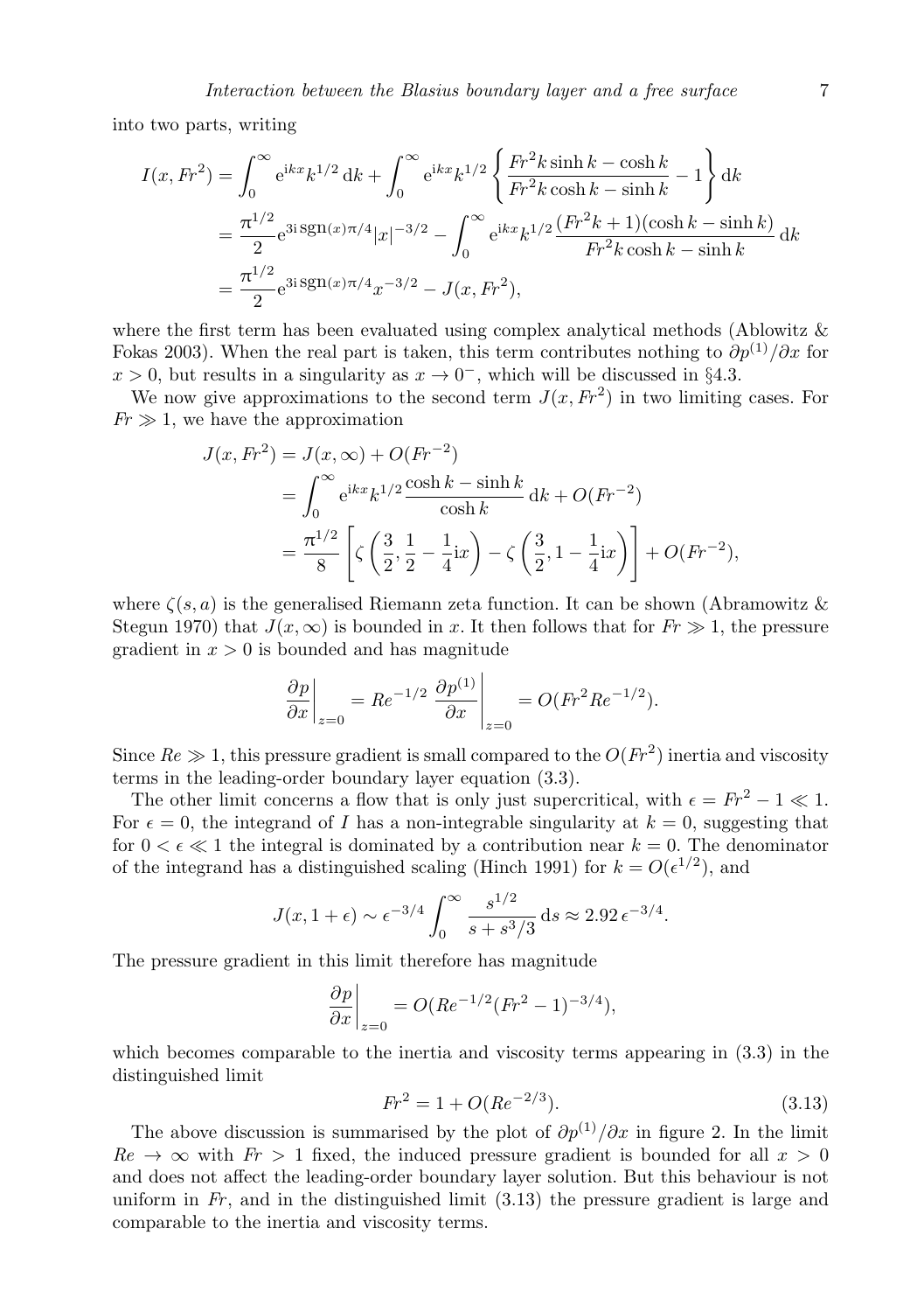into two parts, writing

$$
\begin{aligned}
I(x, Fr^2) &= \int_0^\infty \mathrm{e}^{\mathrm{i}kx} k^{1/2}\, \mathrm{d}k + \int_0^\infty \mathrm{e}^{\mathrm{i}kx} k^{1/2} \left\{ \frac{Fr^2 k \sinh k - \cosh k}{Fr^2 k \cosh k - \sinh k} - 1 \right\} \mathrm{d}k \\
&= \frac{\pi^{1/2}}{2} \mathrm{e}^{3\mathrm{i}\,\mathrm{sgn}(x)\pi/4} |x|^{-3/2} - \int_0^\infty \mathrm{e}^{\mathrm{i}kx} k^{1/2} \frac{(Fr^2 k + 1)(\cosh k - \sinh k)}{Fr^2 k \cosh k - \sinh k}\, \mathrm{d}k \\
&= \frac{\pi^{1/2}}{2} \mathrm{e}^{3\mathrm{i}\,\mathrm{sgn}(x)\pi/4} x^{-3/2} - J(x, Fr^2),
\end{aligned}
$$

where the first term has been evaluated using complex analytical methods (Ablowitz & Fokas 2003). When the real part is taken, this term contributes nothing to $\partial p^{(1)}/\partial x$ for $x > 0$, but results in a singularity as $x \to 0^-$, which will be discussed in §4.3.

We now give approximations to the second term $J(x, Fr^2)$ in two limiting cases. For $Fr \gg 1$, we have the approximation

$$
\begin{aligned}
J(x, Fr^2) &= J(x, \infty) + O(Fr^{-2}) \\
&= \int_0^\infty \mathrm{e}^{\mathrm{i}kx} k^{1/2} \frac{\cosh k - \sinh k}{\cosh k}\, \mathrm{d}k + O(Fr^{-2}) \\
&= \frac{\pi^{1/2}}{8} \left[ \zeta\left(\frac{3}{2}, \frac{1}{2} - \frac{1}{4}\mathrm{i}x\right) - \zeta\left(\frac{3}{2}, 1 - \frac{1}{4}\mathrm{i}x\right) \right] + O(Fr^{-2}),
\end{aligned}
$$

where $\zeta(s, a)$ is the generalised Riemann zeta function. It can be shown (Abramowitz & Stegun 1970) that $J(x, \infty)$ is bounded in $x$. It then follows that for $Fr \gg 1$, the pressure gradient in $x > 0$ is bounded and has magnitude

$$
\left.\frac{\partial p}{\partial x}\right|_{z=0} = Re^{-1/2} \left.\frac{\partial p^{(1)}}{\partial x}\right|_{z=0} = O(Fr^2 Re^{-1/2}).
$$

Since $Re \gg 1$, this pressure gradient is small compared to the $O(Fr^2)$ inertia and viscosity terms in the leading-order boundary layer equation (3.3).

The other limit concerns a flow that is only just supercritical, with $\epsilon = Fr^2 - 1 \ll 1$. For $\epsilon = 0$, the integrand of $I$ has a non-integrable singularity at $k = 0$, suggesting that for $0 < \epsilon \ll 1$ the integral is dominated by a contribution near $k = 0$. The denominator of the integrand has a distinguished scaling (Hinch 1991) for $k = O(\epsilon^{1/2})$, and

$$
J(x, 1 + \epsilon) \sim \epsilon^{-3/4} \int_0^\infty \frac{s^{1/2}}{s + s^3/3}\, \mathrm{d}s \approx 2.92\, \epsilon^{-3/4}.
$$

The pressure gradient in this limit therefore has magnitude

$$
\left.\frac{\partial p}{\partial x}\right|_{z=0} = O(Re^{-1/2}(Fr^2 - 1)^{-3/4}),
$$

which becomes comparable to the inertia and viscosity terms appearing in (3.3) in the distinguished limit

$$
Fr^2 = 1 + O(Re^{-2/3}). \tag{3.13}
$$

The above discussion is summarised by the plot of $\partial p^{(1)}/\partial x$ in figure 2. In the limit $Re \to \infty$ with $Fr > 1$ fixed, the induced pressure gradient is bounded for all $x > 0$ and does not affect the leading-order boundary layer solution. But this behaviour is not uniform in $Fr$, and in the distinguished limit (3.13) the pressure gradient is large and comparable to the inertia and viscosity terms.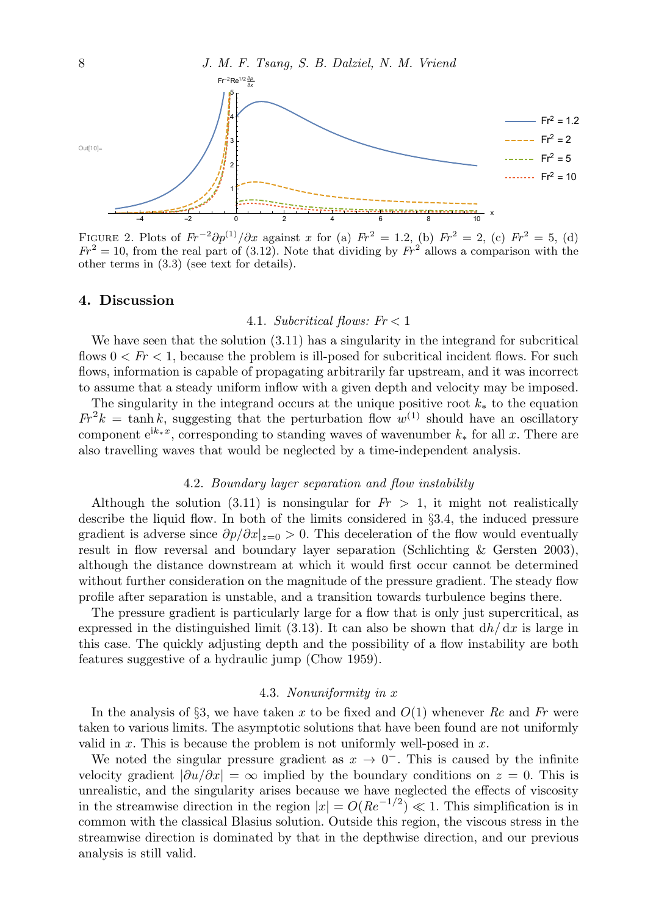FIGURE 2. Plots of $Fr^{-2}\partial p^{(1)}/\partial x$ against $x$ for (a) $Fr^2 = 1.2$, (b) $Fr^2 = 2$, (c) $Fr^2 = 5$, (d) $Fr^2 = 10$, from the real part of (3.12). Note that dividing by $Fr^2$ allows a comparison with the other terms in (3.3) (see text for details).

## 4. Discussion

### 4.1. *Subcritical flows: $Fr < 1$*

We have seen that the solution (3.11) has a singularity in the integrand for subcritical flows $0 < Fr < 1$, because the problem is ill-posed for subcritical incident flows. For such flows, information is capable of propagating arbitrarily far upstream, and it was incorrect to assume that a steady uniform inflow with a given depth and velocity may be imposed.

The singularity in the integrand occurs at the unique positive root $k_*$ to the equation $Fr^2 k = \tanh k$, suggesting that the perturbation flow $w^{(1)}$ should have an oscillatory component $\mathrm{e}^{\mathrm{i}k_* x}$, corresponding to standing waves of wavenumber $k_*$ for all $x$. There are also travelling waves that would be neglected by a time-independent analysis.

### 4.2. *Boundary layer separation and flow instability*

Although the solution (3.11) is nonsingular for $Fr > 1$, it might not realistically describe the liquid flow. In both of the limits considered in §3.4, the induced pressure gradient is adverse since $\partial p/\partial x|_{z=0} > 0$. This deceleration of the flow would eventually result in flow reversal and boundary layer separation (Schlichting & Gersten 2003), although the distance downstream at which it would first occur cannot be determined without further consideration on the magnitude of the pressure gradient. The steady flow profile after separation is unstable, and a transition towards turbulence begins there.

The pressure gradient is particularly large for a flow that is only just supercritical, as expressed in the distinguished limit (3.13). It can also be shown that $\mathrm{d}h/\mathrm{d}x$ is large in this case. The quickly adjusting depth and the possibility of a flow instability are both features suggestive of a hydraulic jump (Chow 1959).

### 4.3. *Nonuniformity in $x$*

In the analysis of §3, we have taken $x$ to be fixed and $O(1)$ whenever $Re$ and $Fr$ were taken to various limits. The asymptotic solutions that have been found are not uniformly valid in $x$. This is because the problem is not uniformly well-posed in $x$.

We noted the singular pressure gradient as $x \to 0^-$. This is caused by the infinite velocity gradient $|\partial u/\partial x| = \infty$ implied by the boundary conditions on $z = 0$. This is unrealistic, and the singularity arises because we have neglected the effects of viscosity in the streamwise direction in the region $|x| = O(Re^{-1/2}) \ll 1$. This simplification is in common with the classical Blasius solution. Outside this region, the viscous stress in the streamwise direction is dominated by that in the depthwise direction, and our previous analysis is still valid.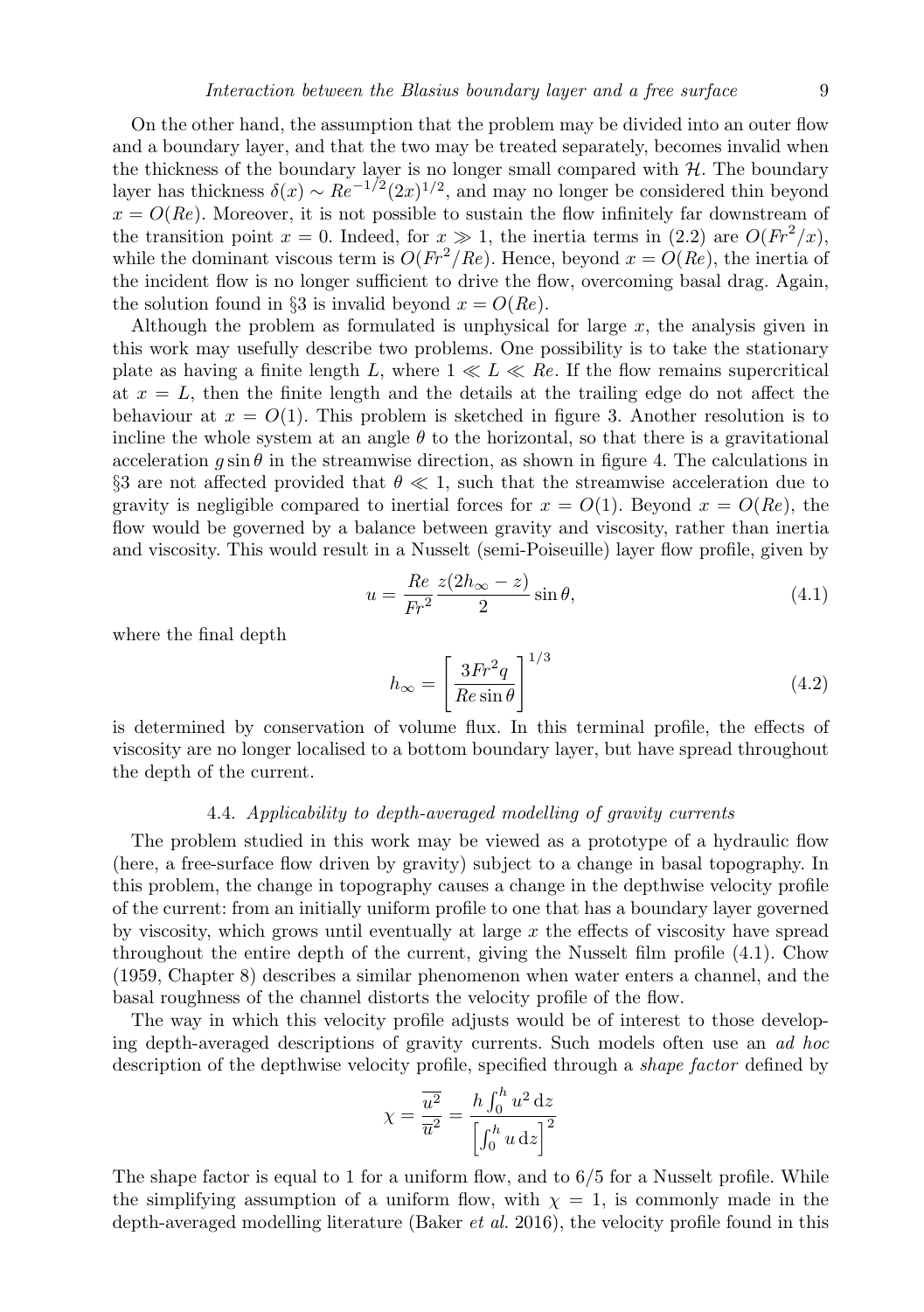On the other hand, the assumption that the problem may be divided into an outer flow and a boundary layer, and that the two may be treated separately, becomes invalid when the thickness of the boundary layer is no longer small compared with $\mathcal{H}$. The boundary layer has thickness $\delta(x) \sim Re^{-1/2}(2x)^{1/2}$, and may no longer be considered thin beyond $x = O(Re)$. Moreover, it is not possible to sustain the flow infinitely far downstream of the transition point $x = 0$. Indeed, for $x \gg 1$, the inertia terms in (2.2) are $O(Fr^2/x)$, while the dominant viscous term is $O(Fr^2/Re)$. Hence, beyond $x = O(Re)$, the inertia of the incident flow is no longer sufficient to drive the flow, overcoming basal drag. Again, the solution found in §3 is invalid beyond $x = O(Re)$.

Although the problem as formulated is unphysical for large $x$, the analysis given in this work may usefully describe two problems. One possibility is to take the stationary plate as having a finite length $L$, where $1 \ll L \ll Re$. If the flow remains supercritical at $x = L$, then the finite length and the details at the trailing edge do not affect the behaviour at $x = O(1)$. This problem is sketched in figure 3. Another resolution is to incline the whole system at an angle $\theta$ to the horizontal, so that there is a gravitational acceleration $g \sin\theta$ in the streamwise direction, as shown in figure 4. The calculations in §3 are not affected provided that $\theta \ll 1$, such that the streamwise acceleration due to gravity is negligible compared to inertial forces for $x = O(1)$. Beyond $x = O(Re)$, the flow would be governed by a balance between gravity and viscosity, rather than inertia and viscosity. This would result in a Nusselt (semi-Poiseuille) layer flow profile, given by

$$u = \frac{Re}{Fr^2}\frac{z(2h_\infty - z)}{2}\sin\theta, \tag{4.1}$$

where the final depth

$$h_\infty = \left[\frac{3Fr^2 q}{Re\sin\theta}\right]^{1/3} \tag{4.2}$$

is determined by conservation of volume flux. In this terminal profile, the effects of viscosity are no longer localised to a bottom boundary layer, but have spread throughout the depth of the current.

### 4.4. *Applicability to depth-averaged modelling of gravity currents*

The problem studied in this work may be viewed as a prototype of a hydraulic flow (here, a free-surface flow driven by gravity) subject to a change in basal topography. In this problem, the change in topography causes a change in the depthwise velocity profile of the current: from an initially uniform profile to one that has a boundary layer governed by viscosity, which grows until eventually at large $x$ the effects of viscosity have spread throughout the entire depth of the current, giving the Nusselt film profile (4.1). Chow (1959, Chapter 8) describes a similar phenomenon when water enters a channel, and the basal roughness of the channel distorts the velocity profile of the flow.

The way in which this velocity profile adjusts would be of interest to those developing depth-averaged descriptions of gravity currents. Such models often use an *ad hoc* description of the depthwise velocity profile, specified through a *shape factor* defined by

$$\chi = \frac{\overline{u^2}}{\overline{u}^2} = \frac{h\int_0^h u^2\,\mathrm{d}z}{\left[\int_0^h u\,\mathrm{d}z\right]^2}$$

The shape factor is equal to 1 for a uniform flow, and to 6/5 for a Nusselt profile. While the simplifying assumption of a uniform flow, with $\chi = 1$, is commonly made in the depth-averaged modelling literature (Baker *et al.* 2016), the velocity profile found in this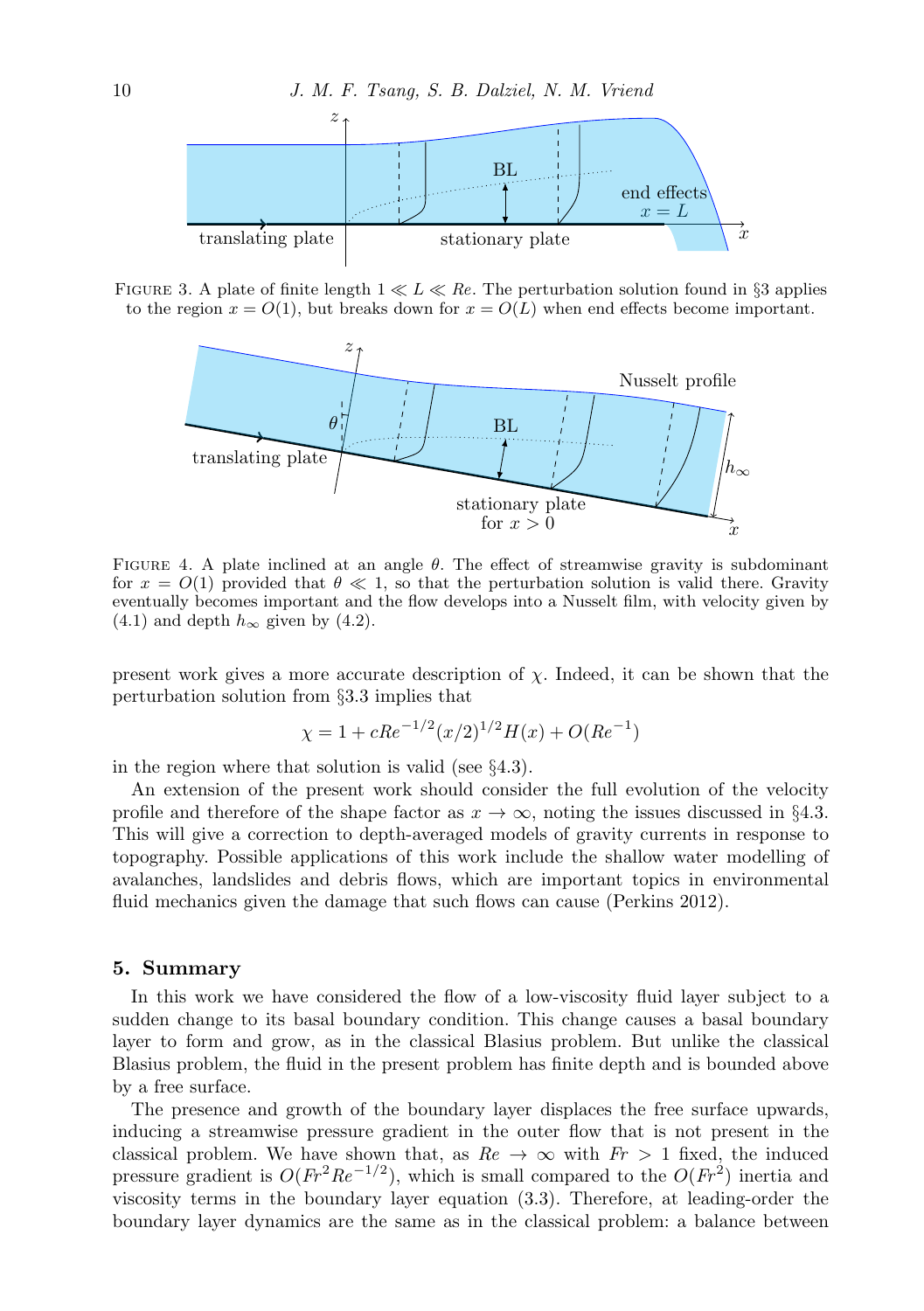FIGURE 3. A plate of finite length $1 \ll L \ll Re$. The perturbation solution found in §3 applies to the region $x = O(1)$, but breaks down for $x = O(L)$ when end effects become important.

FIGURE 4. A plate inclined at an angle $\theta$. The effect of streamwise gravity is subdominant for $x = O(1)$ provided that $\theta \ll 1$, so that the perturbation solution is valid there. Gravity eventually becomes important and the flow develops into a Nusselt film, with velocity given by (4.1) and depth $h_\infty$ given by (4.2).

present work gives a more accurate description of $\chi$. Indeed, it can be shown that the perturbation solution from §3.3 implies that

$$\chi = 1 + cRe^{-1/2}(x/2)^{1/2}H(x) + O(Re^{-1})$$

in the region where that solution is valid (see §4.3).

An extension of the present work should consider the full evolution of the velocity profile and therefore of the shape factor as $x \to \infty$, noting the issues discussed in §4.3. This will give a correction to depth-averaged models of gravity currents in response to topography. Possible applications of this work include the shallow water modelling of avalanches, landslides and debris flows, which are important topics in environmental fluid mechanics given the damage that such flows can cause (Perkins 2012).

## 5. Summary

In this work we have considered the flow of a low-viscosity fluid layer subject to a sudden change to its basal boundary condition. This change causes a basal boundary layer to form and grow, as in the classical Blasius problem. But unlike the classical Blasius problem, the fluid in the present problem has finite depth and is bounded above by a free surface.

The presence and growth of the boundary layer displaces the free surface upwards, inducing a streamwise pressure gradient in the outer flow that is not present in the classical problem. We have shown that, as $Re \to \infty$ with $Fr > 1$ fixed, the induced pressure gradient is $O(Fr^2 Re^{-1/2})$, which is small compared to the $O(Fr^2)$ inertia and viscosity terms in the boundary layer equation (3.3). Therefore, at leading-order the boundary layer dynamics are the same as in the classical problem: a balance between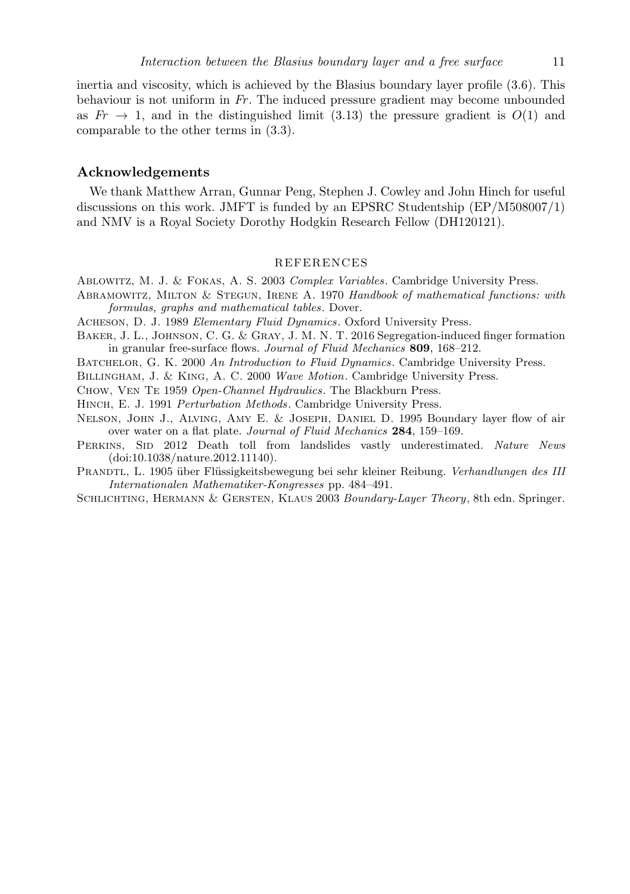inertia and viscosity, which is achieved by the Blasius boundary layer profile (3.6). This behaviour is not uniform in $Fr$. The induced pressure gradient may become unbounded as $Fr \to 1$, and in the distinguished limit (3.13) the pressure gradient is $O(1)$ and comparable to the other terms in (3.3).

## Acknowledgements

We thank Matthew Arran, Gunnar Peng, Stephen J. Cowley and John Hinch for useful discussions on this work. JMFT is funded by an EPSRC Studentship (EP/M508007/1) and NMV is a Royal Society Dorothy Hodgkin Research Fellow (DH120121).

## REFERENCES

Ablowitz, M. J. & Fokas, A. S. 2003 *Complex Variables*. Cambridge University Press.

Abramowitz, Milton & Stegun, Irene A. 1970 *Handbook of mathematical functions: with formulas, graphs and mathematical tables*. Dover.

Acheson, D. J. 1989 *Elementary Fluid Dynamics*. Oxford University Press.

Baker, J. L., Johnson, C. G. & Gray, J. M. N. T. 2016 Segregation-induced finger formation in granular free-surface flows. *Journal of Fluid Mechanics* **809**, 168–212.

Batchelor, G. K. 2000 *An Introduction to Fluid Dynamics*. Cambridge University Press.

Billingham, J. & King, A. C. 2000 *Wave Motion*. Cambridge University Press.

Chow, Ven Te 1959 *Open-Channel Hydraulics*. The Blackburn Press.

Hinch, E. J. 1991 *Perturbation Methods*. Cambridge University Press.

Nelson, John J., Alving, Amy E. & Joseph, Daniel D. 1995 Boundary layer flow of air over water on a flat plate. *Journal of Fluid Mechanics* **284**, 159–169.

Perkins, Sid 2012 Death toll from landslides vastly underestimated. *Nature News* (doi:10.1038/nature.2012.11140).

Prandtl, L. 1905 über Flüssigkeitsbewegung bei sehr kleiner Reibung. *Verhandlungen des III Internationalen Mathematiker-Kongresses* pp. 484–491.

Schlichting, Hermann & Gersten, Klaus 2003 *Boundary-Layer Theory*, 8th edn. Springer.